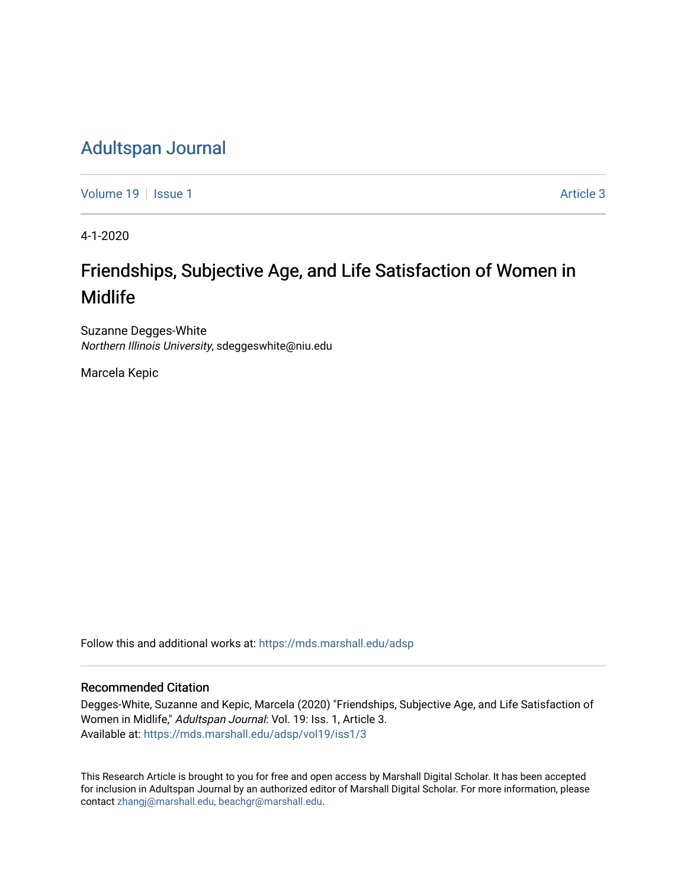# Adultspan Journal

Volume 19 | Issue 1 | Article 3

4-1-2020

## Friendships, Subjective Age, and Life Satisfaction of Women in Midlife

Suzanne Degges-White
*Northern Illinois University*, sdeggeswhite@niu.edu

Marcela Kepic

Follow this and additional works at: https://mds.marshall.edu/adsp

### Recommended Citation

Degges-White, Suzanne and Kepic, Marcela (2020) "Friendships, Subjective Age, and Life Satisfaction of Women in Midlife," *Adultspan Journal*: Vol. 19: Iss. 1, Article 3.
Available at: https://mds.marshall.edu/adsp/vol19/iss1/3

This Research Article is brought to you for free and open access by Marshall Digital Scholar. It has been accepted for inclusion in Adultspan Journal by an authorized editor of Marshall Digital Scholar. For more information, please contact zhangj@marshall.edu, beachgr@marshall.edu.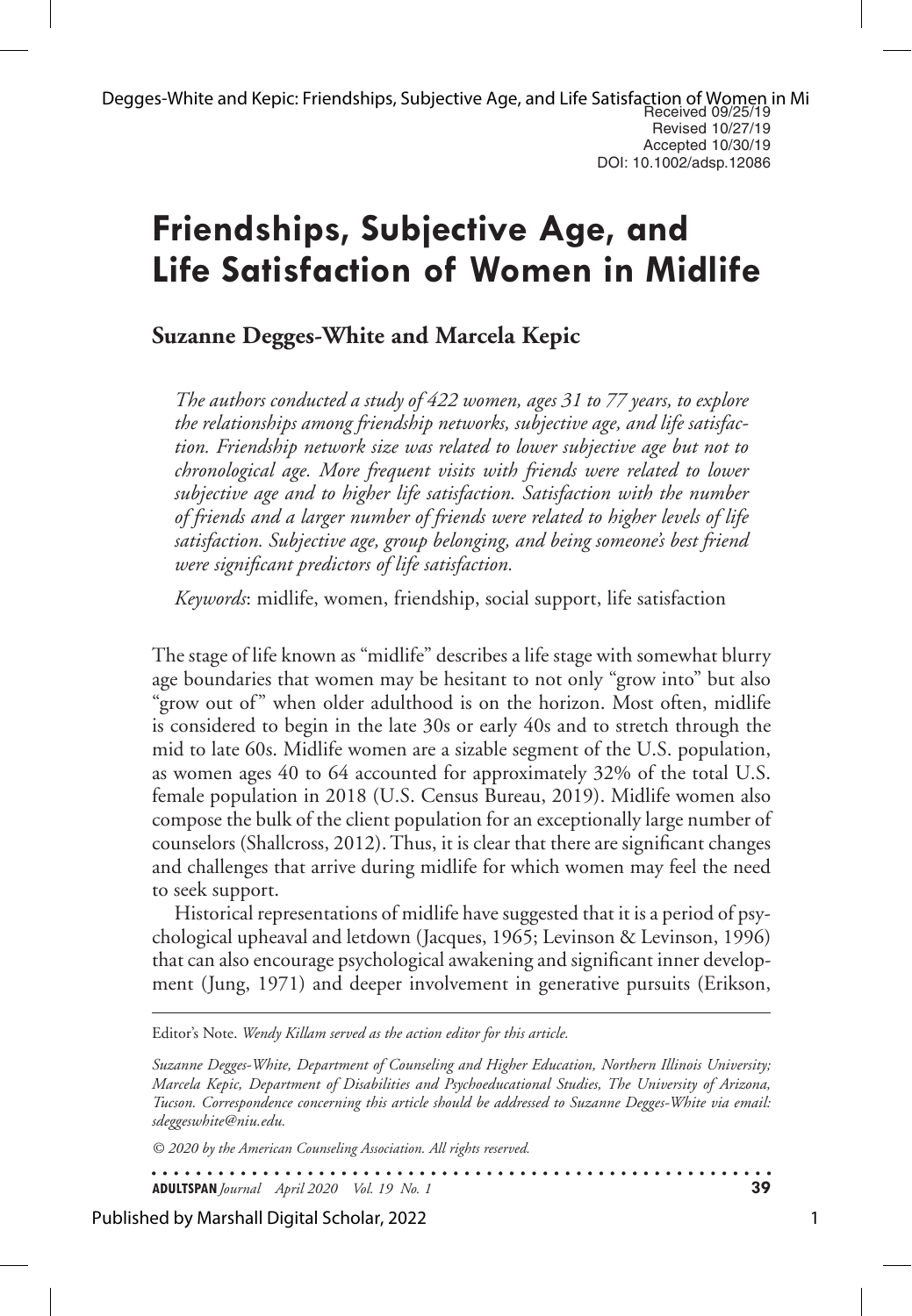Received 09/25/19
Revised 10/27/19
Accepted 10/30/19
DOI: 10.1002/adsp.12086

# Friendships, Subjective Age, and Life Satisfaction of Women in Midlife

**Suzanne Degges-White and Marcela Kepic**

*The authors conducted a study of 422 women, ages 31 to 77 years, to explore the relationships among friendship networks, subjective age, and life satisfaction. Friendship network size was related to lower subjective age but not to chronological age. More frequent visits with friends were related to lower subjective age and to higher life satisfaction. Satisfaction with the number of friends and a larger number of friends were related to higher levels of life satisfaction. Subjective age, group belonging, and being someone's best friend were significant predictors of life satisfaction.*

*Keywords*: midlife, women, friendship, social support, life satisfaction

The stage of life known as "midlife" describes a life stage with somewhat blurry age boundaries that women may be hesitant to not only "grow into" but also "grow out of" when older adulthood is on the horizon. Most often, midlife is considered to begin in the late 30s or early 40s and to stretch through the mid to late 60s. Midlife women are a sizable segment of the U.S. population, as women ages 40 to 64 accounted for approximately 32% of the total U.S. female population in 2018 (U.S. Census Bureau, 2019). Midlife women also compose the bulk of the client population for an exceptionally large number of counselors (Shallcross, 2012). Thus, it is clear that there are significant changes and challenges that arrive during midlife for which women may feel the need to seek support.

Historical representations of midlife have suggested that it is a period of psychological upheaval and letdown (Jacques, 1965; Levinson & Levinson, 1996) that can also encourage psychological awakening and significant inner development (Jung, 1971) and deeper involvement in generative pursuits (Erikson,

---

Editor's Note. *Wendy Killam served as the action editor for this article.*

*Suzanne Degges-White, Department of Counseling and Higher Education, Northern Illinois University; Marcela Kepic, Department of Disabilities and Psychoeducational Studies, The University of Arizona, Tucson. Correspondence concerning this article should be addressed to Suzanne Degges-White via email: sdeggeswhite@niu.edu.*

*© 2020 by the American Counseling Association. All rights reserved.*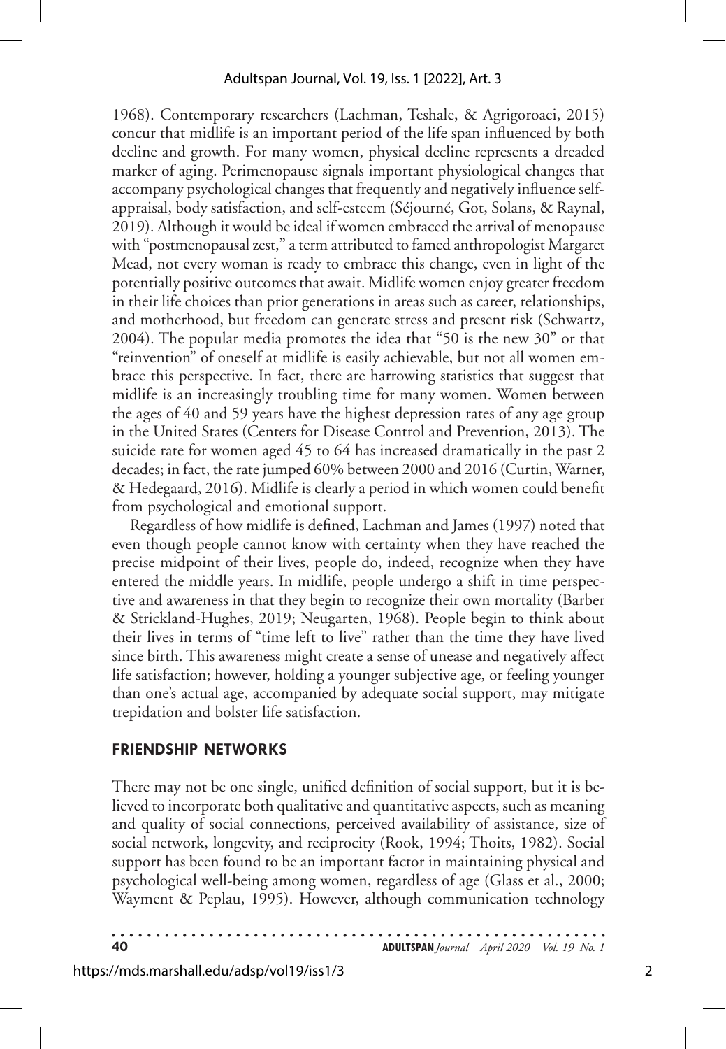1968). Contemporary researchers (Lachman, Teshale, & Agrigoroaei, 2015) concur that midlife is an important period of the life span influenced by both decline and growth. For many women, physical decline represents a dreaded marker of aging. Perimenopause signals important physiological changes that accompany psychological changes that frequently and negatively influence self-appraisal, body satisfaction, and self-esteem (Séjourné, Got, Solans, & Raynal, 2019). Although it would be ideal if women embraced the arrival of menopause with "postmenopausal zest," a term attributed to famed anthropologist Margaret Mead, not every woman is ready to embrace this change, even in light of the potentially positive outcomes that await. Midlife women enjoy greater freedom in their life choices than prior generations in areas such as career, relationships, and motherhood, but freedom can generate stress and present risk (Schwartz, 2004). The popular media promotes the idea that "50 is the new 30" or that "reinvention" of oneself at midlife is easily achievable, but not all women embrace this perspective. In fact, there are harrowing statistics that suggest that midlife is an increasingly troubling time for many women. Women between the ages of 40 and 59 years have the highest depression rates of any age group in the United States (Centers for Disease Control and Prevention, 2013). The suicide rate for women aged 45 to 64 has increased dramatically in the past 2 decades; in fact, the rate jumped 60% between 2000 and 2016 (Curtin, Warner, & Hedegaard, 2016). Midlife is clearly a period in which women could benefit from psychological and emotional support.

Regardless of how midlife is defined, Lachman and James (1997) noted that even though people cannot know with certainty when they have reached the precise midpoint of their lives, people do, indeed, recognize when they have entered the middle years. In midlife, people undergo a shift in time perspective and awareness in that they begin to recognize their own mortality (Barber & Strickland-Hughes, 2019; Neugarten, 1968). People begin to think about their lives in terms of "time left to live" rather than the time they have lived since birth. This awareness might create a sense of unease and negatively affect life satisfaction; however, holding a younger subjective age, or feeling younger than one's actual age, accompanied by adequate social support, may mitigate trepidation and bolster life satisfaction.

## FRIENDSHIP NETWORKS

There may not be one single, unified definition of social support, but it is believed to incorporate both qualitative and quantitative aspects, such as meaning and quality of social connections, perceived availability of assistance, size of social network, longevity, and reciprocity (Rook, 1994; Thoits, 1982). Social support has been found to be an important factor in maintaining physical and psychological well-being among women, regardless of age (Glass et al., 2000; Wayment & Peplau, 1995). However, although communication technology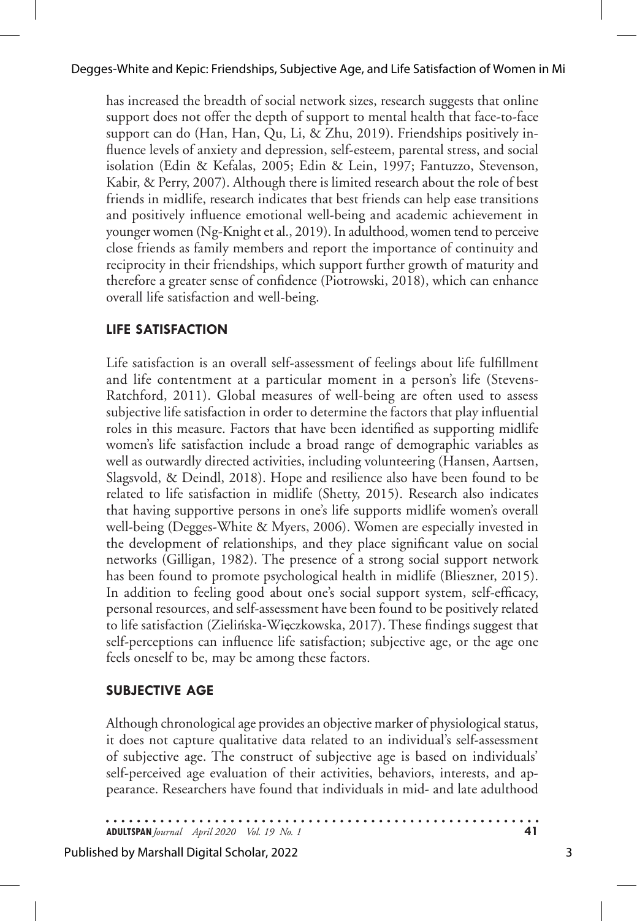has increased the breadth of social network sizes, research suggests that online support does not offer the depth of support to mental health that face-to-face support can do (Han, Han, Qu, Li, & Zhu, 2019). Friendships positively influence levels of anxiety and depression, self-esteem, parental stress, and social isolation (Edin & Kefalas, 2005; Edin & Lein, 1997; Fantuzzo, Stevenson, Kabir, & Perry, 2007). Although there is limited research about the role of best friends in midlife, research indicates that best friends can help ease transitions and positively influence emotional well-being and academic achievement in younger women (Ng-Knight et al., 2019). In adulthood, women tend to perceive close friends as family members and report the importance of continuity and reciprocity in their friendships, which support further growth of maturity and therefore a greater sense of confidence (Piotrowski, 2018), which can enhance overall life satisfaction and well-being.

## LIFE SATISFACTION

Life satisfaction is an overall self-assessment of feelings about life fulfillment and life contentment at a particular moment in a person's life (Stevens-Ratchford, 2011). Global measures of well-being are often used to assess subjective life satisfaction in order to determine the factors that play influential roles in this measure. Factors that have been identified as supporting midlife women's life satisfaction include a broad range of demographic variables as well as outwardly directed activities, including volunteering (Hansen, Aartsen, Slagsvold, & Deindl, 2018). Hope and resilience also have been found to be related to life satisfaction in midlife (Shetty, 2015). Research also indicates that having supportive persons in one's life supports midlife women's overall well-being (Degges-White & Myers, 2006). Women are especially invested in the development of relationships, and they place significant value on social networks (Gilligan, 1982). The presence of a strong social support network has been found to promote psychological health in midlife (Blieszner, 2015). In addition to feeling good about one's social support system, self-efficacy, personal resources, and self-assessment have been found to be positively related to life satisfaction (Zielińska-Więczkowska, 2017). These findings suggest that self-perceptions can influence life satisfaction; subjective age, or the age one feels oneself to be, may be among these factors.

## SUBJECTIVE AGE

Although chronological age provides an objective marker of physiological status, it does not capture qualitative data related to an individual's self-assessment of subjective age. The construct of subjective age is based on individuals' self-perceived age evaluation of their activities, behaviors, interests, and appearance. Researchers have found that individuals in mid- and late adulthood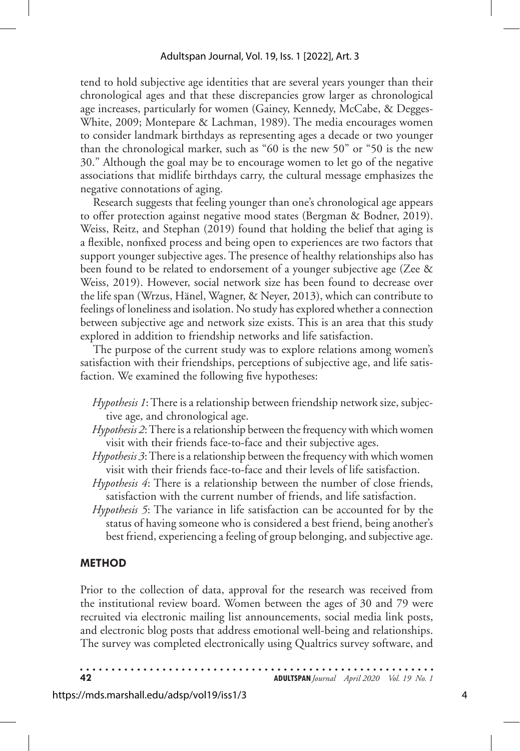tend to hold subjective age identities that are several years younger than their chronological ages and that these discrepancies grow larger as chronological age increases, particularly for women (Gainey, Kennedy, McCabe, & Degges-White, 2009; Montepare & Lachman, 1989). The media encourages women to consider landmark birthdays as representing ages a decade or two younger than the chronological marker, such as "60 is the new 50" or "50 is the new 30." Although the goal may be to encourage women to let go of the negative associations that midlife birthdays carry, the cultural message emphasizes the negative connotations of aging.

Research suggests that feeling younger than one's chronological age appears to offer protection against negative mood states (Bergman & Bodner, 2019). Weiss, Reitz, and Stephan (2019) found that holding the belief that aging is a flexible, nonfixed process and being open to experiences are two factors that support younger subjective ages. The presence of healthy relationships also has been found to be related to endorsement of a younger subjective age (Zee & Weiss, 2019). However, social network size has been found to decrease over the life span (Wrzus, Hänel, Wagner, & Neyer, 2013), which can contribute to feelings of loneliness and isolation. No study has explored whether a connection between subjective age and network size exists. This is an area that this study explored in addition to friendship networks and life satisfaction.

The purpose of the current study was to explore relations among women's satisfaction with their friendships, perceptions of subjective age, and life satisfaction. We examined the following five hypotheses:

- *Hypothesis 1*: There is a relationship between friendship network size, subjective age, and chronological age.
- *Hypothesis 2*: There is a relationship between the frequency with which women visit with their friends face-to-face and their subjective ages.
- *Hypothesis 3*: There is a relationship between the frequency with which women visit with their friends face-to-face and their levels of life satisfaction.
- *Hypothesis 4*: There is a relationship between the number of close friends, satisfaction with the current number of friends, and life satisfaction.
- *Hypothesis 5*: The variance in life satisfaction can be accounted for by the status of having someone who is considered a best friend, being another's best friend, experiencing a feeling of group belonging, and subjective age.

## METHOD

Prior to the collection of data, approval for the research was received from the institutional review board. Women between the ages of 30 and 79 were recruited via electronic mailing list announcements, social media link posts, and electronic blog posts that address emotional well-being and relationships. The survey was completed electronically using Qualtrics survey software, and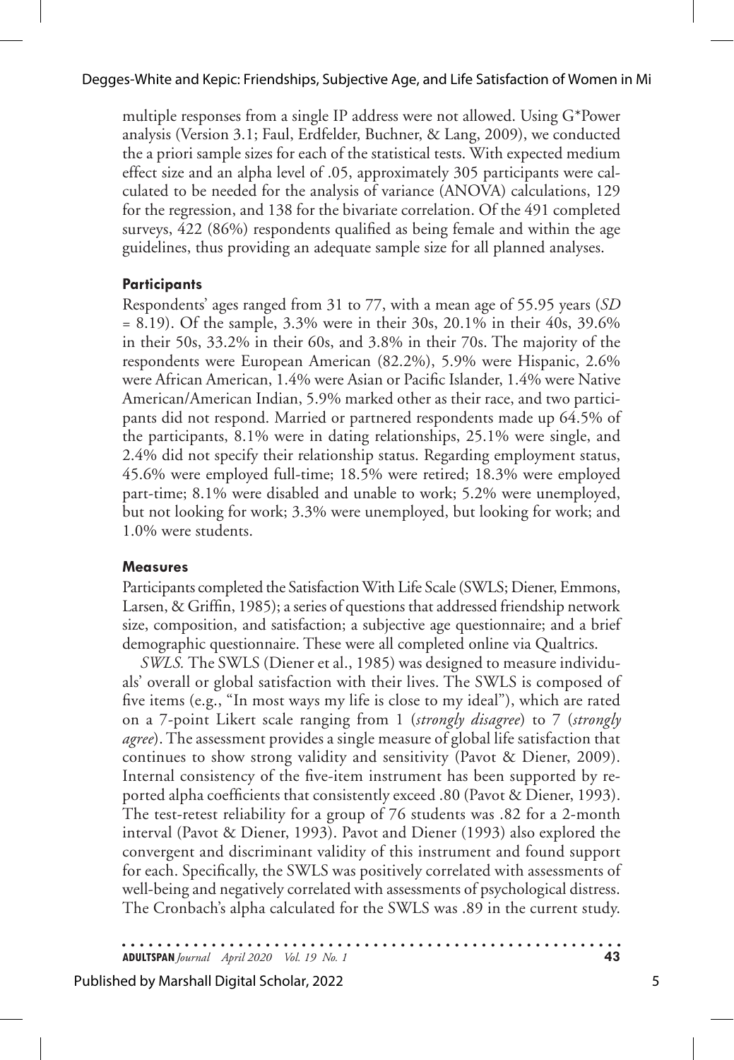multiple responses from a single IP address were not allowed. Using G*Power analysis (Version 3.1; Faul, Erdfelder, Buchner, & Lang, 2009), we conducted the a priori sample sizes for each of the statistical tests. With expected medium effect size and an alpha level of .05, approximately 305 participants were calculated to be needed for the analysis of variance (ANOVA) calculations, 129 for the regression, and 138 for the bivariate correlation. Of the 491 completed surveys, 422 (86%) respondents qualified as being female and within the age guidelines, thus providing an adequate sample size for all planned analyses.

#### Participants

Respondents' ages ranged from 31 to 77, with a mean age of 55.95 years ($SD$ = 8.19). Of the sample, 3.3% were in their 30s, 20.1% in their 40s, 39.6% in their 50s, 33.2% in their 60s, and 3.8% in their 70s. The majority of the respondents were European American (82.2%), 5.9% were Hispanic, 2.6% were African American, 1.4% were Asian or Pacific Islander, 1.4% were Native American/American Indian, 5.9% marked other as their race, and two participants did not respond. Married or partnered respondents made up 64.5% of the participants, 8.1% were in dating relationships, 25.1% were single, and 2.4% did not specify their relationship status. Regarding employment status, 45.6% were employed full-time; 18.5% were retired; 18.3% were employed part-time; 8.1% were disabled and unable to work; 5.2% were unemployed, but not looking for work; 3.3% were unemployed, but looking for work; and 1.0% were students.

#### Measures

Participants completed the Satisfaction With Life Scale (SWLS; Diener, Emmons, Larsen, & Griffin, 1985); a series of questions that addressed friendship network size, composition, and satisfaction; a subjective age questionnaire; and a brief demographic questionnaire. These were all completed online via Qualtrics.

*SWLS.* The SWLS (Diener et al., 1985) was designed to measure individuals' overall or global satisfaction with their lives. The SWLS is composed of five items (e.g., "In most ways my life is close to my ideal"), which are rated on a 7-point Likert scale ranging from 1 (*strongly disagree*) to 7 (*strongly agree*). The assessment provides a single measure of global life satisfaction that continues to show strong validity and sensitivity (Pavot & Diener, 2009). Internal consistency of the five-item instrument has been supported by reported alpha coefficients that consistently exceed .80 (Pavot & Diener, 1993). The test-retest reliability for a group of 76 students was .82 for a 2-month interval (Pavot & Diener, 1993). Pavot and Diener (1993) also explored the convergent and discriminant validity of this instrument and found support for each. Specifically, the SWLS was positively correlated with assessments of well-being and negatively correlated with assessments of psychological distress. The Cronbach's alpha calculated for the SWLS was .89 in the current study.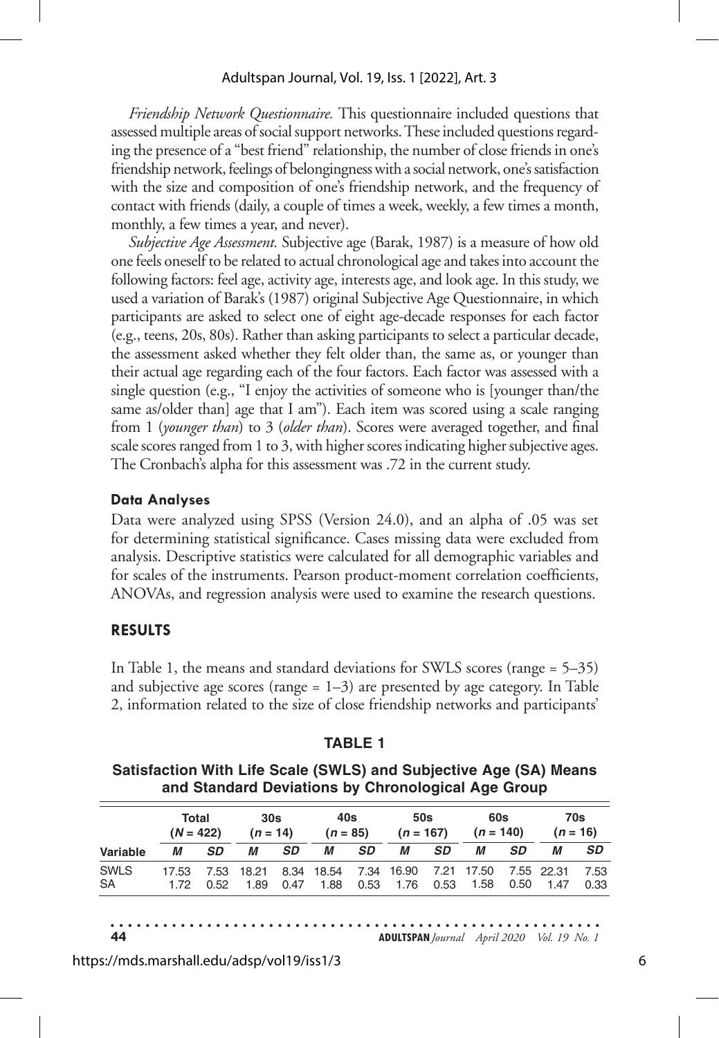*Friendship Network Questionnaire.* This questionnaire included questions that assessed multiple areas of social support networks. These included questions regarding the presence of a "best friend" relationship, the number of close friends in one's friendship network, feelings of belongingness with a social network, one's satisfaction with the size and composition of one's friendship network, and the frequency of contact with friends (daily, a couple of times a week, weekly, a few times a month, monthly, a few times a year, and never).

*Subjective Age Assessment.* Subjective age (Barak, 1987) is a measure of how old one feels oneself to be related to actual chronological age and takes into account the following factors: feel age, activity age, interests age, and look age. In this study, we used a variation of Barak's (1987) original Subjective Age Questionnaire, in which participants are asked to select one of eight age-decade responses for each factor (e.g., teens, 20s, 80s). Rather than asking participants to select a particular decade, the assessment asked whether they felt older than, the same as, or younger than their actual age regarding each of the four factors. Each factor was assessed with a single question (e.g., "I enjoy the activities of someone who is [younger than/the same as/older than] age that I am"). Each item was scored using a scale ranging from 1 (*younger than*) to 3 (*older than*). Scores were averaged together, and final scale scores ranged from 1 to 3, with higher scores indicating higher subjective ages. The Cronbach's alpha for this assessment was .72 in the current study.

### Data Analyses

Data were analyzed using SPSS (Version 24.0), and an alpha of .05 was set for determining statistical significance. Cases missing data were excluded from analysis. Descriptive statistics were calculated for all demographic variables and for scales of the instruments. Pearson product-moment correlation coefficients, ANOVAs, and regression analysis were used to examine the research questions.

## RESULTS

In Table 1, the means and standard deviations for SWLS scores (range = 5–35) and subjective age scores (range = 1–3) are presented by age category. In Table 2, information related to the size of close friendship networks and participants'

**TABLE 1**

**Satisfaction With Life Scale (SWLS) and Subjective Age (SA) Means and Standard Deviations by Chronological Age Group**

| | Total ($N$ = 422) | | 30s ($n$ = 14) | | 40s ($n$ = 85) | | 50s ($n$ = 167) | | 60s ($n$ = 140) | | 70s ($n$ = 16) | |
|---|---|---|---|---|---|---|---|---|---|---|---|---|
| Variable | *M* | *SD* | *M* | *SD* | *M* | *SD* | *M* | *SD* | *M* | *SD* | *M* | *SD* |
| SWLS | 17.53 | 7.53 | 18.21 | 8.34 | 18.54 | 7.34 | 16.90 | 7.21 | 17.50 | 7.55 | 22.31 | 7.53 |
| SA | 1.72 | 0.52 | 1.89 | 0.47 | 1.88 | 0.53 | 1.76 | 0.53 | 1.58 | 0.50 | 1.47 | 0.33 |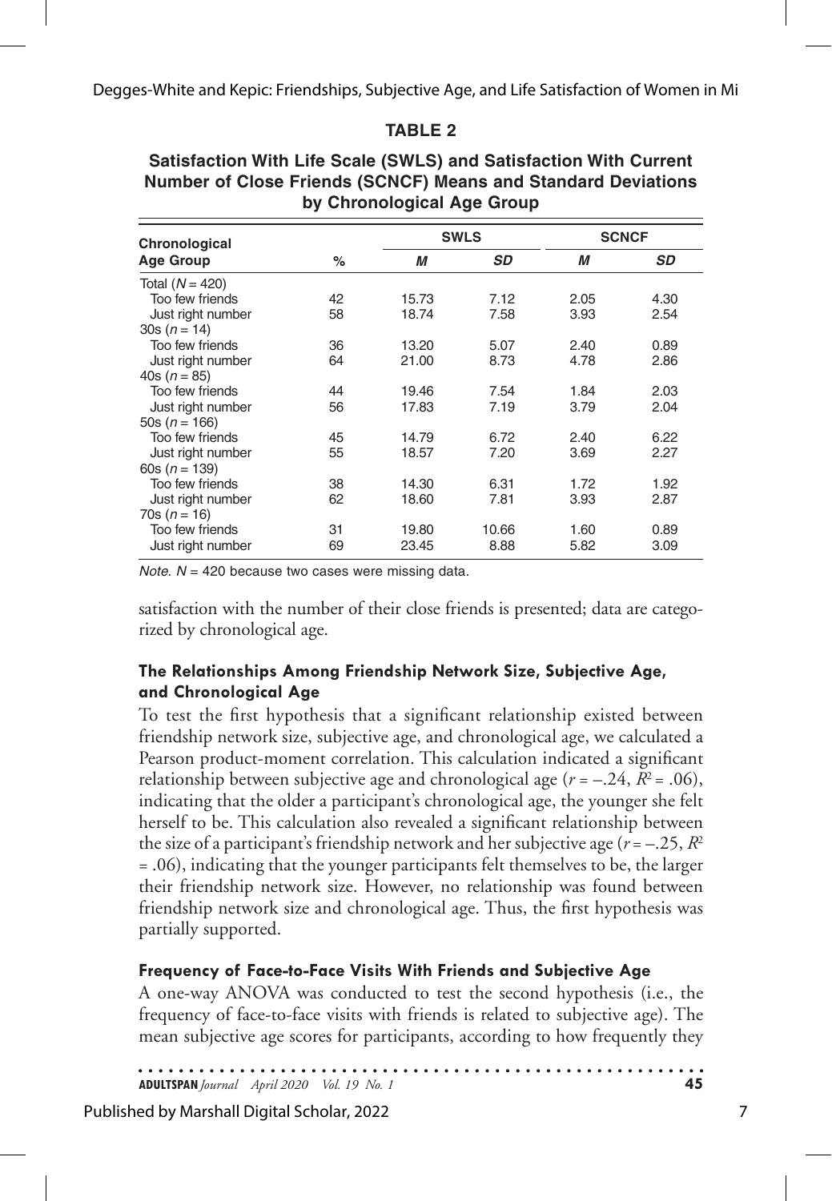**TABLE 2**

**Satisfaction With Life Scale (SWLS) and Satisfaction With Current Number of Close Friends (SCNCF) Means and Standard Deviations by Chronological Age Group**

| Chronological Age Group | % | SWLS *M* | SWLS *SD* | SCNCF *M* | SCNCF *SD* |
|---|---|---|---|---|---|
| Total ($N$ = 420) | | | | | |
| Too few friends | 42 | 15.73 | 7.12 | 2.05 | 4.30 |
| Just right number | 58 | 18.74 | 7.58 | 3.93 | 2.54 |
| 30s ($n$ = 14) | | | | | |
| Too few friends | 36 | 13.20 | 5.07 | 2.40 | 0.89 |
| Just right number | 64 | 21.00 | 8.73 | 4.78 | 2.86 |
| 40s ($n$ = 85) | | | | | |
| Too few friends | 44 | 19.46 | 7.54 | 1.84 | 2.03 |
| Just right number | 56 | 17.83 | 7.19 | 3.79 | 2.04 |
| 50s ($n$ = 166) | | | | | |
| Too few friends | 45 | 14.79 | 6.72 | 2.40 | 6.22 |
| Just right number | 55 | 18.57 | 7.20 | 3.69 | 2.27 |
| 60s ($n$ = 139) | | | | | |
| Too few friends | 38 | 14.30 | 6.31 | 1.72 | 1.92 |
| Just right number | 62 | 18.60 | 7.81 | 3.93 | 2.87 |
| 70s ($n$ = 16) | | | | | |
| Too few friends | 31 | 19.80 | 10.66 | 1.60 | 0.89 |
| Just right number | 69 | 23.45 | 8.88 | 5.82 | 3.09 |

*Note.* $N$ = 420 because two cases were missing data.

satisfaction with the number of their close friends is presented; data are categorized by chronological age.

### The Relationships Among Friendship Network Size, Subjective Age, and Chronological Age

To test the first hypothesis that a significant relationship existed between friendship network size, subjective age, and chronological age, we calculated a Pearson product-moment correlation. This calculation indicated a significant relationship between subjective age and chronological age ($r = -.24$, $R^2 = .06$), indicating that the older a participant's chronological age, the younger she felt herself to be. This calculation also revealed a significant relationship between the size of a participant's friendship network and her subjective age ($r = -.25$, $R^2 = .06$), indicating that the younger participants felt themselves to be, the larger their friendship network size. However, no relationship was found between friendship network size and chronological age. Thus, the first hypothesis was partially supported.

### Frequency of Face-to-Face Visits With Friends and Subjective Age

A one-way ANOVA was conducted to test the second hypothesis (i.e., the frequency of face-to-face visits with friends is related to subjective age). The mean subjective age scores for participants, according to how frequently they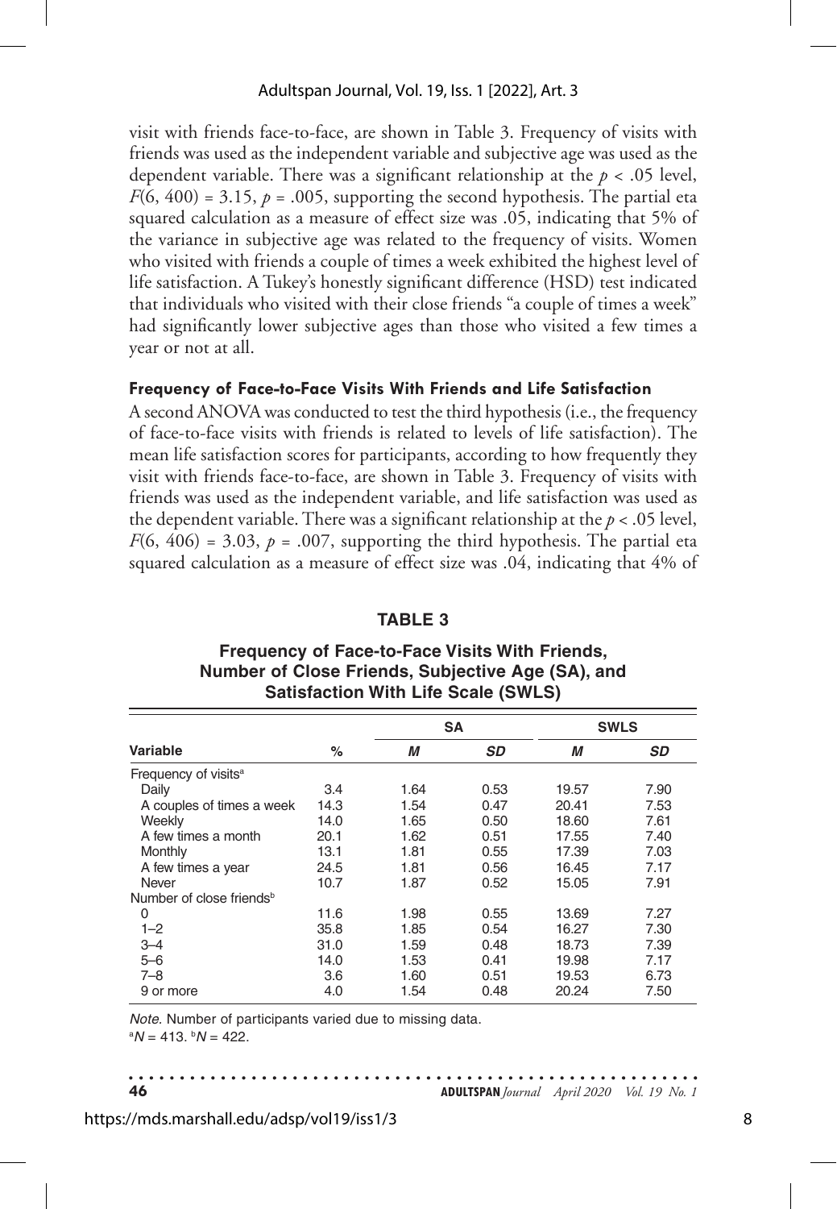visit with friends face-to-face, are shown in Table 3. Frequency of visits with friends was used as the independent variable and subjective age was used as the dependent variable. There was a significant relationship at the $p < .05$ level, $F(6, 400) = 3.15$, $p = .005$, supporting the second hypothesis. The partial eta squared calculation as a measure of effect size was .05, indicating that 5% of the variance in subjective age was related to the frequency of visits. Women who visited with friends a couple of times a week exhibited the highest level of life satisfaction. A Tukey's honestly significant difference (HSD) test indicated that individuals who visited with their close friends "a couple of times a week" had significantly lower subjective ages than those who visited a few times a year or not at all.

#### Frequency of Face-to-Face Visits With Friends and Life Satisfaction

A second ANOVA was conducted to test the third hypothesis (i.e., the frequency of face-to-face visits with friends is related to levels of life satisfaction). The mean life satisfaction scores for participants, according to how frequently they visit with friends face-to-face, are shown in Table 3. Frequency of visits with friends was used as the independent variable, and life satisfaction was used as the dependent variable. There was a significant relationship at the $p < .05$ level, $F(6, 406) = 3.03$, $p = .007$, supporting the third hypothesis. The partial eta squared calculation as a measure of effect size was .04, indicating that 4% of

**TABLE 3**

**Frequency of Face-to-Face Visits With Friends, Number of Close Friends, Subjective Age (SA), and Satisfaction With Life Scale (SWLS)**

| | | SA | | SWLS | |
|---|---|---|---|---|---|
| Variable | % | *M* | *SD* | *M* | *SD* |
| Frequency of visits[a] | | | | | |
| Daily | 3.4 | 1.64 | 0.53 | 19.57 | 7.90 |
| A couples of times a week | 14.3 | 1.54 | 0.47 | 20.41 | 7.53 |
| Weekly | 14.0 | 1.65 | 0.50 | 18.60 | 7.61 |
| A few times a month | 20.1 | 1.62 | 0.51 | 17.55 | 7.40 |
| Monthly | 13.1 | 1.81 | 0.55 | 17.39 | 7.03 |
| A few times a year | 24.5 | 1.81 | 0.56 | 16.45 | 7.17 |
| Never | 10.7 | 1.87 | 0.52 | 15.05 | 7.91 |
| Number of close friends[b] | | | | | |
| 0 | 11.6 | 1.98 | 0.55 | 13.69 | 7.27 |
| 1–2 | 35.8 | 1.85 | 0.54 | 16.27 | 7.30 |
| 3–4 | 31.0 | 1.59 | 0.48 | 18.73 | 7.39 |
| 5–6 | 14.0 | 1.53 | 0.41 | 19.98 | 7.17 |
| 7–8 | 3.6 | 1.60 | 0.51 | 19.53 | 6.73 |
| 9 or more | 4.0 | 1.54 | 0.48 | 20.24 | 7.50 |

*Note.* Number of participants varied due to missing data.
[a]*N* = 413. [b]*N* = 422.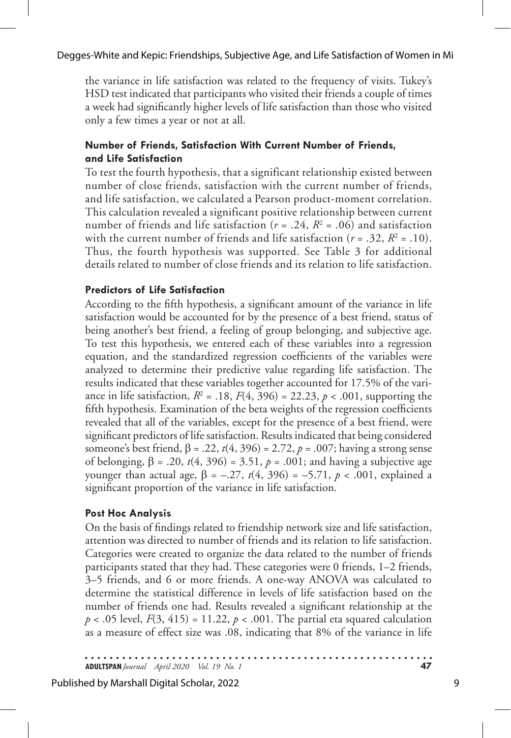the variance in life satisfaction was related to the frequency of visits. Tukey's HSD test indicated that participants who visited their friends a couple of times a week had significantly higher levels of life satisfaction than those who visited only a few times a year or not at all.

### Number of Friends, Satisfaction With Current Number of Friends, and Life Satisfaction

To test the fourth hypothesis, that a significant relationship existed between number of close friends, satisfaction with the current number of friends, and life satisfaction, we calculated a Pearson product-moment correlation. This calculation revealed a significant positive relationship between current number of friends and life satisfaction ($r$ = .24, $R^2$ = .06) and satisfaction with the current number of friends and life satisfaction ($r$ = .32, $R^2$ = .10). Thus, the fourth hypothesis was supported. See Table 3 for additional details related to number of close friends and its relation to life satisfaction.

### Predictors of Life Satisfaction

According to the fifth hypothesis, a significant amount of the variance in life satisfaction would be accounted for by the presence of a best friend, status of being another's best friend, a feeling of group belonging, and subjective age. To test this hypothesis, we entered each of these variables into a regression equation, and the standardized regression coefficients of the variables were analyzed to determine their predictive value regarding life satisfaction. The results indicated that these variables together accounted for 17.5% of the variance in life satisfaction, $R^2$ = .18, $F(4, 396)$ = 22.23, $p$ < .001, supporting the fifth hypothesis. Examination of the beta weights of the regression coefficients revealed that all of the variables, except for the presence of a best friend, were significant predictors of life satisfaction. Results indicated that being considered someone's best friend, $\beta$ = .22, $t(4, 396)$ = 2.72, $p$ = .007; having a strong sense of belonging, $\beta$ = .20, $t(4, 396)$ = 3.51, $p$ = .001; and having a subjective age younger than actual age, $\beta$ = –.27, $t(4, 396)$ = –5.71, $p$ < .001, explained a significant proportion of the variance in life satisfaction.

### Post Hoc Analysis

On the basis of findings related to friendship network size and life satisfaction, attention was directed to number of friends and its relation to life satisfaction. Categories were created to organize the data related to the number of friends participants stated that they had. These categories were 0 friends, 1–2 friends, 3–5 friends, and 6 or more friends. A one-way ANOVA was calculated to determine the statistical difference in levels of life satisfaction based on the number of friends one had. Results revealed a significant relationship at the $p$ < .05 level, $F(3, 415)$ = 11.22, $p$ < .001. The partial eta squared calculation as a measure of effect size was .08, indicating that 8% of the variance in life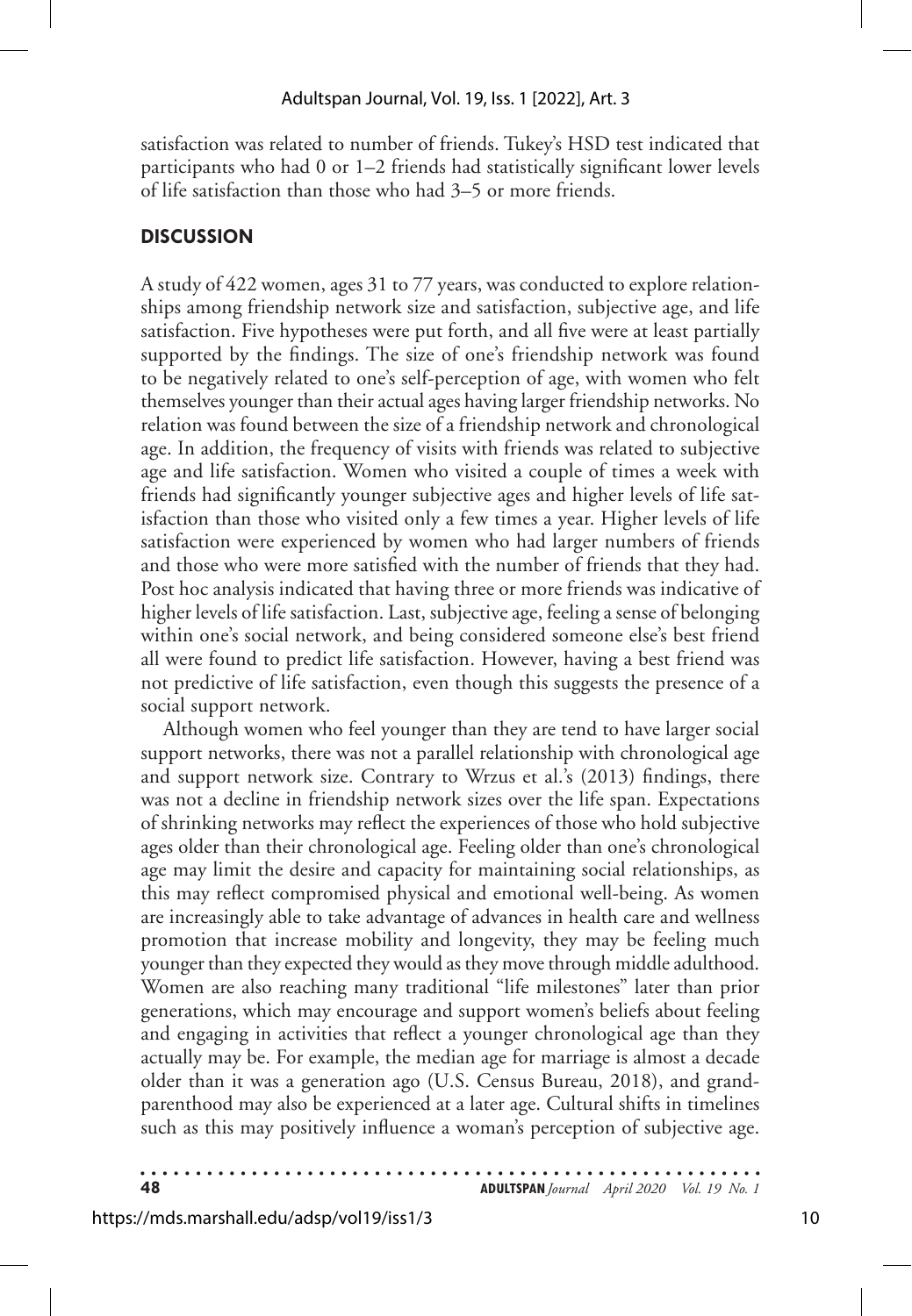satisfaction was related to number of friends. Tukey's HSD test indicated that participants who had 0 or 1–2 friends had statistically significant lower levels of life satisfaction than those who had 3–5 or more friends.

## DISCUSSION

A study of 422 women, ages 31 to 77 years, was conducted to explore relationships among friendship network size and satisfaction, subjective age, and life satisfaction. Five hypotheses were put forth, and all five were at least partially supported by the findings. The size of one's friendship network was found to be negatively related to one's self-perception of age, with women who felt themselves younger than their actual ages having larger friendship networks. No relation was found between the size of a friendship network and chronological age. In addition, the frequency of visits with friends was related to subjective age and life satisfaction. Women who visited a couple of times a week with friends had significantly younger subjective ages and higher levels of life satisfaction than those who visited only a few times a year. Higher levels of life satisfaction were experienced by women who had larger numbers of friends and those who were more satisfied with the number of friends that they had. Post hoc analysis indicated that having three or more friends was indicative of higher levels of life satisfaction. Last, subjective age, feeling a sense of belonging within one's social network, and being considered someone else's best friend all were found to predict life satisfaction. However, having a best friend was not predictive of life satisfaction, even though this suggests the presence of a social support network.

Although women who feel younger than they are tend to have larger social support networks, there was not a parallel relationship with chronological age and support network size. Contrary to Wrzus et al.'s (2013) findings, there was not a decline in friendship network sizes over the life span. Expectations of shrinking networks may reflect the experiences of those who hold subjective ages older than their chronological age. Feeling older than one's chronological age may limit the desire and capacity for maintaining social relationships, as this may reflect compromised physical and emotional well-being. As women are increasingly able to take advantage of advances in health care and wellness promotion that increase mobility and longevity, they may be feeling much younger than they expected they would as they move through middle adulthood. Women are also reaching many traditional "life milestones" later than prior generations, which may encourage and support women's beliefs about feeling and engaging in activities that reflect a younger chronological age than they actually may be. For example, the median age for marriage is almost a decade older than it was a generation ago (U.S. Census Bureau, 2018), and grandparenthood may also be experienced at a later age. Cultural shifts in timelines such as this may positively influence a woman's perception of subjective age.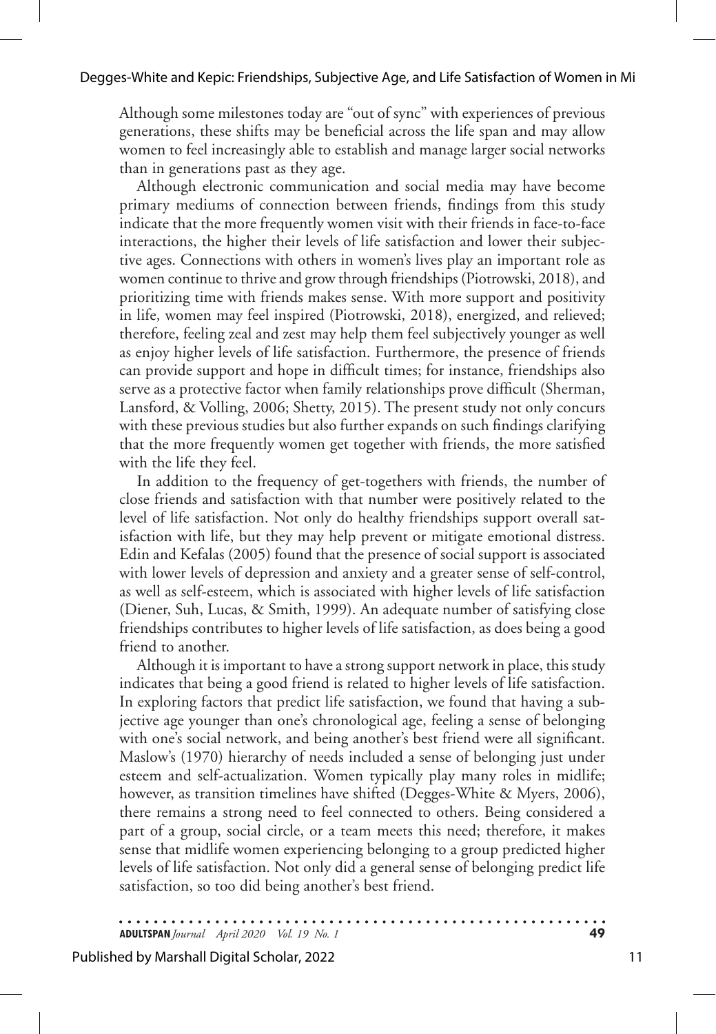Although some milestones today are "out of sync" with experiences of previous generations, these shifts may be beneficial across the life span and may allow women to feel increasingly able to establish and manage larger social networks than in generations past as they age.

Although electronic communication and social media may have become primary mediums of connection between friends, findings from this study indicate that the more frequently women visit with their friends in face-to-face interactions, the higher their levels of life satisfaction and lower their subjective ages. Connections with others in women's lives play an important role as women continue to thrive and grow through friendships (Piotrowski, 2018), and prioritizing time with friends makes sense. With more support and positivity in life, women may feel inspired (Piotrowski, 2018), energized, and relieved; therefore, feeling zeal and zest may help them feel subjectively younger as well as enjoy higher levels of life satisfaction. Furthermore, the presence of friends can provide support and hope in difficult times; for instance, friendships also serve as a protective factor when family relationships prove difficult (Sherman, Lansford, & Volling, 2006; Shetty, 2015). The present study not only concurs with these previous studies but also further expands on such findings clarifying that the more frequently women get together with friends, the more satisfied with the life they feel.

In addition to the frequency of get-togethers with friends, the number of close friends and satisfaction with that number were positively related to the level of life satisfaction. Not only do healthy friendships support overall satisfaction with life, but they may help prevent or mitigate emotional distress. Edin and Kefalas (2005) found that the presence of social support is associated with lower levels of depression and anxiety and a greater sense of self-control, as well as self-esteem, which is associated with higher levels of life satisfaction (Diener, Suh, Lucas, & Smith, 1999). An adequate number of satisfying close friendships contributes to higher levels of life satisfaction, as does being a good friend to another.

Although it is important to have a strong support network in place, this study indicates that being a good friend is related to higher levels of life satisfaction. In exploring factors that predict life satisfaction, we found that having a subjective age younger than one's chronological age, feeling a sense of belonging with one's social network, and being another's best friend were all significant. Maslow's (1970) hierarchy of needs included a sense of belonging just under esteem and self-actualization. Women typically play many roles in midlife; however, as transition timelines have shifted (Degges-White & Myers, 2006), there remains a strong need to feel connected to others. Being considered a part of a group, social circle, or a team meets this need; therefore, it makes sense that midlife women experiencing belonging to a group predicted higher levels of life satisfaction. Not only did a general sense of belonging predict life satisfaction, so too did being another's best friend.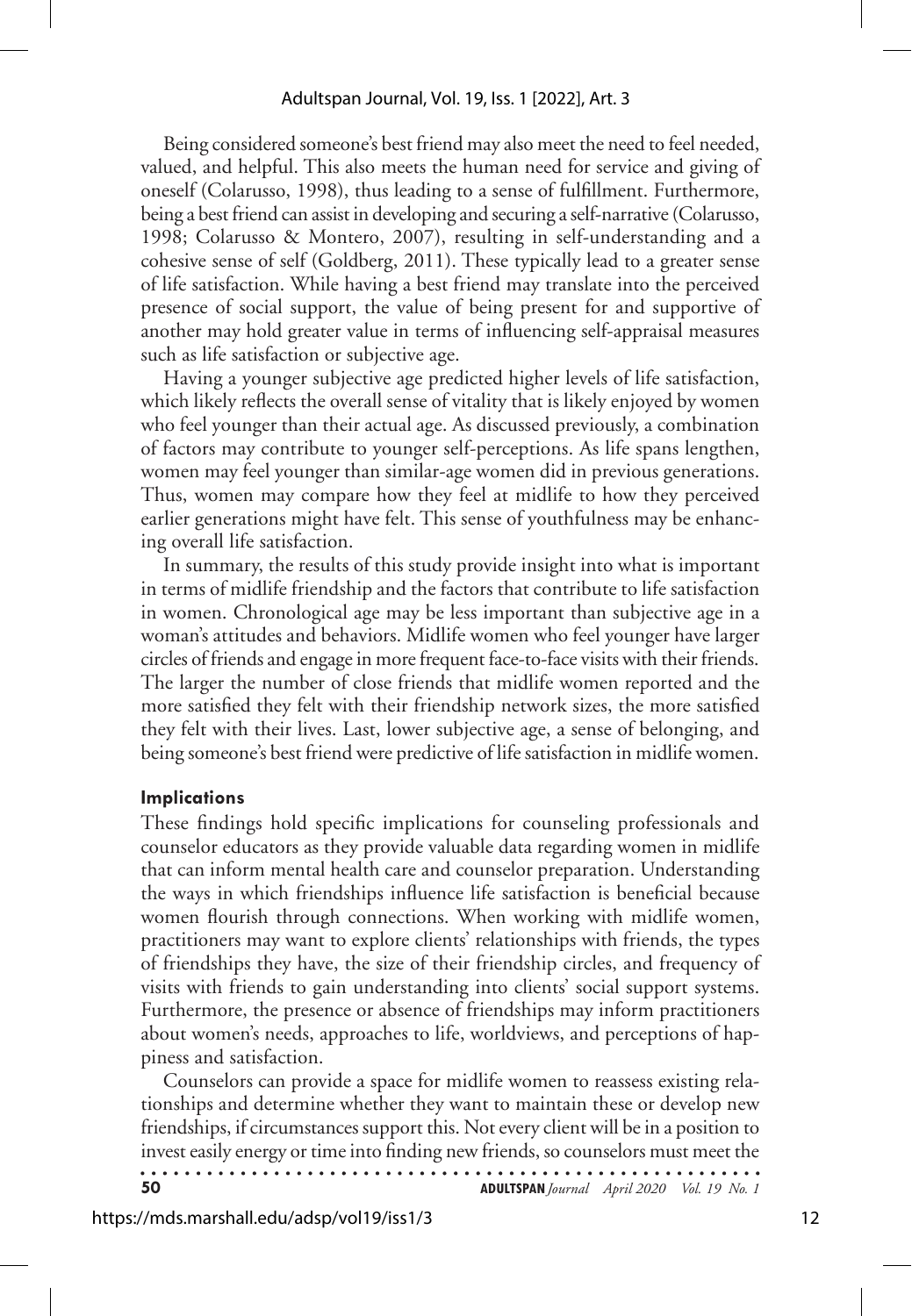Being considered someone's best friend may also meet the need to feel needed, valued, and helpful. This also meets the human need for service and giving of oneself (Colarusso, 1998), thus leading to a sense of fulfillment. Furthermore, being a best friend can assist in developing and securing a self-narrative (Colarusso, 1998; Colarusso & Montero, 2007), resulting in self-understanding and a cohesive sense of self (Goldberg, 2011). These typically lead to a greater sense of life satisfaction. While having a best friend may translate into the perceived presence of social support, the value of being present for and supportive of another may hold greater value in terms of influencing self-appraisal measures such as life satisfaction or subjective age.

Having a younger subjective age predicted higher levels of life satisfaction, which likely reflects the overall sense of vitality that is likely enjoyed by women who feel younger than their actual age. As discussed previously, a combination of factors may contribute to younger self-perceptions. As life spans lengthen, women may feel younger than similar-age women did in previous generations. Thus, women may compare how they feel at midlife to how they perceived earlier generations might have felt. This sense of youthfulness may be enhancing overall life satisfaction.

In summary, the results of this study provide insight into what is important in terms of midlife friendship and the factors that contribute to life satisfaction in women. Chronological age may be less important than subjective age in a woman's attitudes and behaviors. Midlife women who feel younger have larger circles of friends and engage in more frequent face-to-face visits with their friends. The larger the number of close friends that midlife women reported and the more satisfied they felt with their friendship network sizes, the more satisfied they felt with their lives. Last, lower subjective age, a sense of belonging, and being someone's best friend were predictive of life satisfaction in midlife women.

### Implications

These findings hold specific implications for counseling professionals and counselor educators as they provide valuable data regarding women in midlife that can inform mental health care and counselor preparation. Understanding the ways in which friendships influence life satisfaction is beneficial because women flourish through connections. When working with midlife women, practitioners may want to explore clients' relationships with friends, the types of friendships they have, the size of their friendship circles, and frequency of visits with friends to gain understanding into clients' social support systems. Furthermore, the presence or absence of friendships may inform practitioners about women's needs, approaches to life, worldviews, and perceptions of happiness and satisfaction.

Counselors can provide a space for midlife women to reassess existing relationships and determine whether they want to maintain these or develop new friendships, if circumstances support this. Not every client will be in a position to invest easily energy or time into finding new friends, so counselors must meet the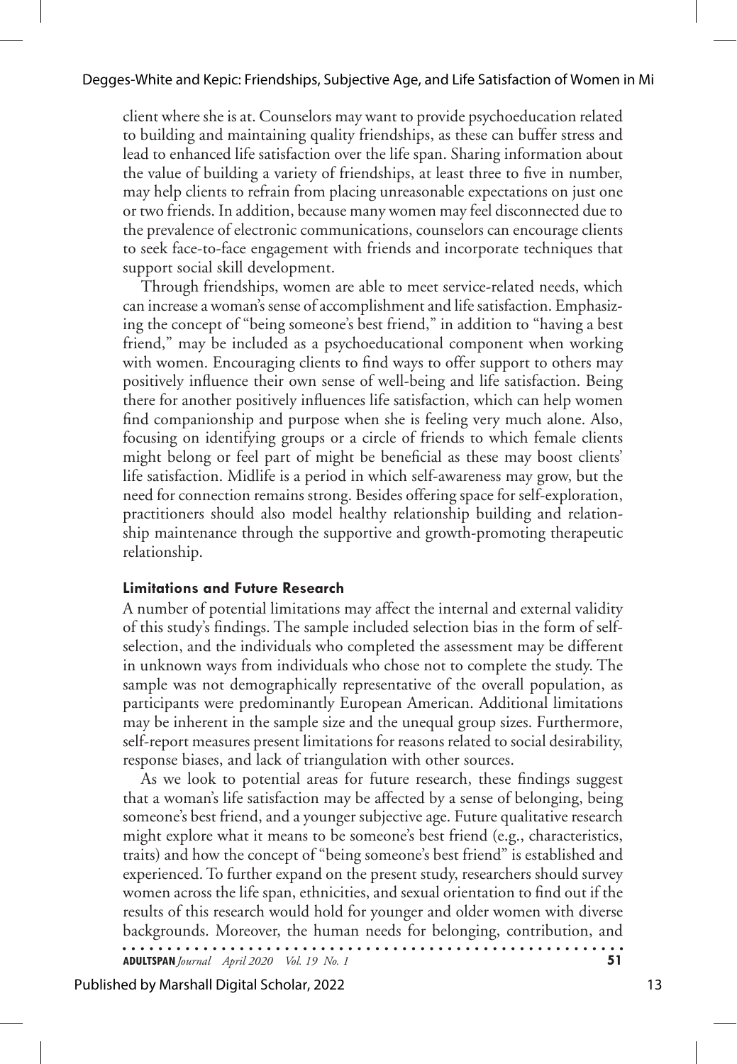client where she is at. Counselors may want to provide psychoeducation related to building and maintaining quality friendships, as these can buffer stress and lead to enhanced life satisfaction over the life span. Sharing information about the value of building a variety of friendships, at least three to five in number, may help clients to refrain from placing unreasonable expectations on just one or two friends. In addition, because many women may feel disconnected due to the prevalence of electronic communications, counselors can encourage clients to seek face-to-face engagement with friends and incorporate techniques that support social skill development.

Through friendships, women are able to meet service-related needs, which can increase a woman's sense of accomplishment and life satisfaction. Emphasizing the concept of "being someone's best friend," in addition to "having a best friend," may be included as a psychoeducational component when working with women. Encouraging clients to find ways to offer support to others may positively influence their own sense of well-being and life satisfaction. Being there for another positively influences life satisfaction, which can help women find companionship and purpose when she is feeling very much alone. Also, focusing on identifying groups or a circle of friends to which female clients might belong or feel part of might be beneficial as these may boost clients' life satisfaction. Midlife is a period in which self-awareness may grow, but the need for connection remains strong. Besides offering space for self-exploration, practitioners should also model healthy relationship building and relationship maintenance through the supportive and growth-promoting therapeutic relationship.

### Limitations and Future Research

A number of potential limitations may affect the internal and external validity of this study's findings. The sample included selection bias in the form of self-selection, and the individuals who completed the assessment may be different in unknown ways from individuals who chose not to complete the study. The sample was not demographically representative of the overall population, as participants were predominantly European American. Additional limitations may be inherent in the sample size and the unequal group sizes. Furthermore, self-report measures present limitations for reasons related to social desirability, response biases, and lack of triangulation with other sources.

As we look to potential areas for future research, these findings suggest that a woman's life satisfaction may be affected by a sense of belonging, being someone's best friend, and a younger subjective age. Future qualitative research might explore what it means to be someone's best friend (e.g., characteristics, traits) and how the concept of "being someone's best friend" is established and experienced. To further expand on the present study, researchers should survey women across the life span, ethnicities, and sexual orientation to find out if the results of this research would hold for younger and older women with diverse backgrounds. Moreover, the human needs for belonging, contribution, and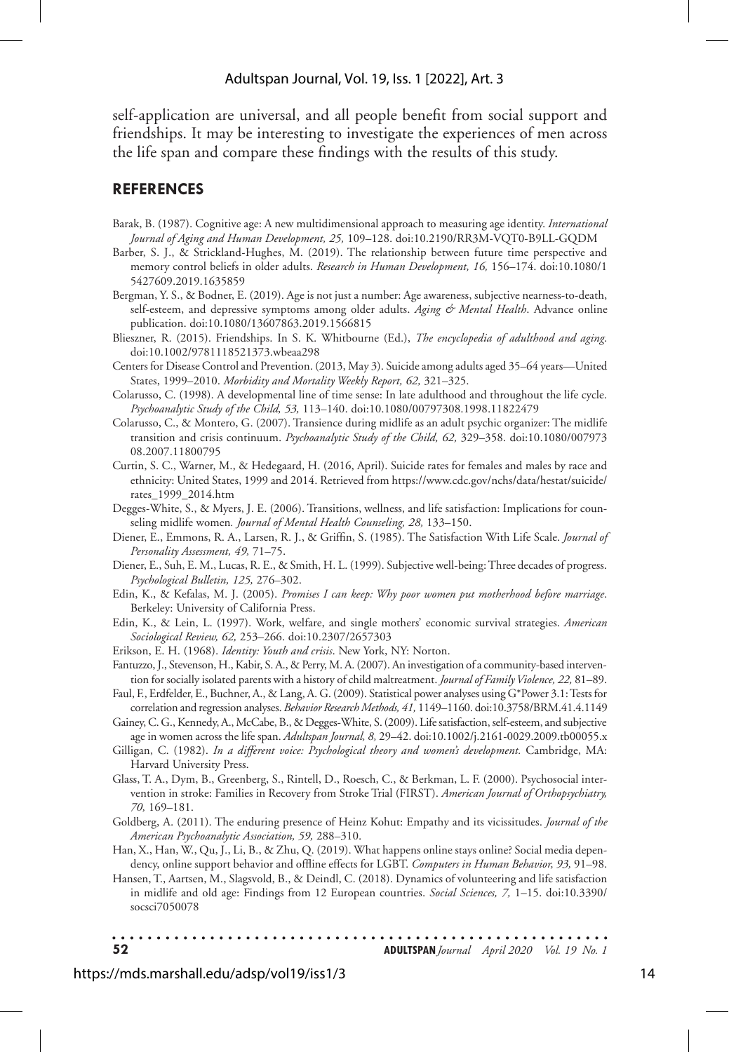self-application are universal, and all people benefit from social support and friendships. It may be interesting to investigate the experiences of men across the life span and compare these findings with the results of this study.

## REFERENCES

Barak, B. (1987). Cognitive age: A new multidimensional approach to measuring age identity. *International Journal of Aging and Human Development, 25,* 109–128. doi:10.2190/RR3M-VQT0-B9LL-GQDM

Barber, S. J., & Strickland-Hughes, M. (2019). The relationship between future time perspective and memory control beliefs in older adults. *Research in Human Development, 16,* 156–174. doi:10.1080/15427609.2019.1635859

Bergman, Y. S., & Bodner, E. (2019). Age is not just a number: Age awareness, subjective nearness-to-death, self-esteem, and depressive symptoms among older adults. *Aging & Mental Health*. Advance online publication. doi:10.1080/13607863.2019.1566815

Blieszner, R. (2015). Friendships. In S. K. Whitbourne (Ed.), *The encyclopedia of adulthood and aging.* doi:10.1002/9781118521373.wbeaa298

Centers for Disease Control and Prevention. (2013, May 3). Suicide among adults aged 35–64 years—United States, 1999–2010. *Morbidity and Mortality Weekly Report, 62,* 321–325.

Colarusso, C. (1998). A developmental line of time sense: In late adulthood and throughout the life cycle. *Psychoanalytic Study of the Child, 53,* 113–140. doi:10.1080/00797308.1998.11822479

Colarusso, C., & Montero, G. (2007). Transience during midlife as an adult psychic organizer: The midlife transition and crisis continuum. *Psychoanalytic Study of the Child, 62,* 329–358. doi:10.1080/00797308.2007.11800795

Curtin, S. C., Warner, M., & Hedegaard, H. (2016, April). Suicide rates for females and males by race and ethnicity: United States, 1999 and 2014. Retrieved from https://www.cdc.gov/nchs/data/hestat/suicide/rates_1999_2014.htm

Degges-White, S., & Myers, J. E. (2006). Transitions, wellness, and life satisfaction: Implications for counseling midlife women. *Journal of Mental Health Counseling, 28,* 133–150.

Diener, E., Emmons, R. A., Larsen, R. J., & Griffin, S. (1985). The Satisfaction With Life Scale. *Journal of Personality Assessment, 49,* 71–75.

Diener, E., Suh, E. M., Lucas, R. E., & Smith, H. L. (1999). Subjective well-being: Three decades of progress. *Psychological Bulletin, 125,* 276–302.

Edin, K., & Kefalas, M. J. (2005). *Promises I can keep: Why poor women put motherhood before marriage*. Berkeley: University of California Press.

Edin, K., & Lein, L. (1997). Work, welfare, and single mothers' economic survival strategies. *American Sociological Review, 62,* 253–266. doi:10.2307/2657303

Erikson, E. H. (1968). *Identity: Youth and crisis*. New York, NY: Norton.

Fantuzzo, J., Stevenson, H., Kabir, S. A., & Perry, M. A. (2007). An investigation of a community-based intervention for socially isolated parents with a history of child maltreatment. *Journal of Family Violence, 22,* 81–89.

Faul, F., Erdfelder, E., Buchner, A., & Lang, A. G. (2009). Statistical power analyses using G*Power 3.1: Tests for correlation and regression analyses. *Behavior Research Methods, 41,* 1149–1160. doi:10.3758/BRM.41.4.1149

Gainey, C. G., Kennedy, A., McCabe, B., & Degges-White, S. (2009). Life satisfaction, self-esteem, and subjective age in women across the life span. *Adultspan Journal, 8,* 29–42. doi:10.1002/j.2161-0029.2009.tb00055.x

Gilligan, C. (1982). *In a different voice: Psychological theory and women's development.* Cambridge, MA: Harvard University Press.

Glass, T. A., Dym, B., Greenberg, S., Rintell, D., Roesch, C., & Berkman, L. F. (2000). Psychosocial intervention in stroke: Families in Recovery from Stroke Trial (FIRST). *American Journal of Orthopsychiatry, 70,* 169–181.

Goldberg, A. (2011). The enduring presence of Heinz Kohut: Empathy and its vicissitudes. *Journal of the American Psychoanalytic Association, 59,* 288–310.

Han, X., Han, W., Qu, J., Li, B., & Zhu, Q. (2019). What happens online stays online? Social media dependency, online support behavior and offline effects for LGBT. *Computers in Human Behavior, 93,* 91–98.

Hansen, T., Aartsen, M., Slagsvold, B., & Deindl, C. (2018). Dynamics of volunteering and life satisfaction in midlife and old age: Findings from 12 European countries. *Social Sciences, 7,* 1–15. doi:10.3390/socsci7050078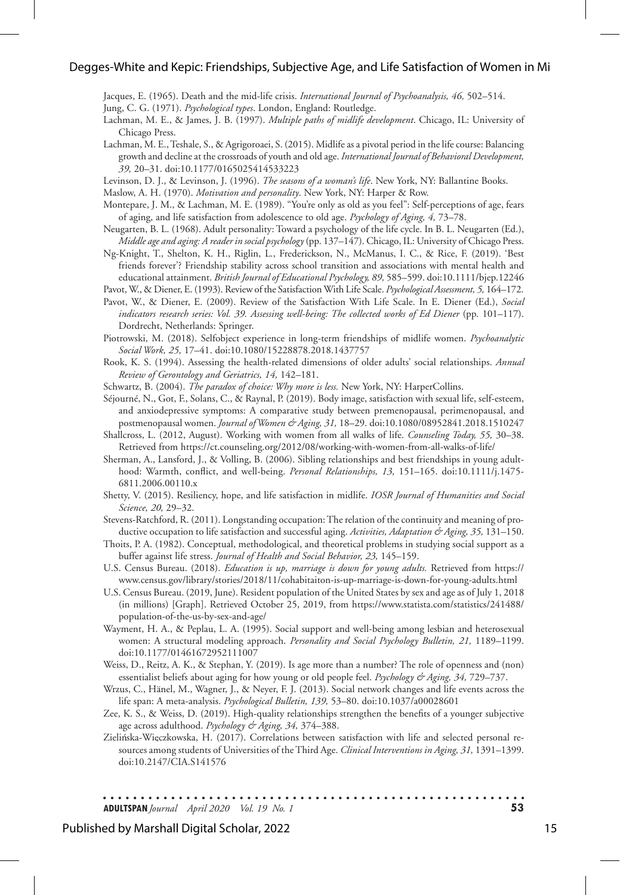Jacques, E. (1965). Death and the mid-life crisis. *International Journal of Psychoanalysis, 46,* 502–514.

Jung, C. G. (1971). *Psychological types*. London, England: Routledge.

Lachman, M. E., & James, J. B. (1997). *Multiple paths of midlife development*. Chicago, IL: University of Chicago Press.

Lachman, M. E., Teshale, S., & Agrigoroaei, S. (2015). Midlife as a pivotal period in the life course: Balancing growth and decline at the crossroads of youth and old age. *International Journal of Behavioral Development, 39,* 20–31. doi:10.1177/0165025414533223

Levinson, D. J., & Levinson, J. (1996). *The seasons of a woman's life*. New York, NY: Ballantine Books.

Maslow, A. H. (1970). *Motivation and personality*. New York, NY: Harper & Row.

Montepare, J. M., & Lachman, M. E. (1989). "You're only as old as you feel": Self-perceptions of age, fears of aging, and life satisfaction from adolescence to old age. *Psychology of Aging, 4,* 73–78.

Neugarten, B. L. (1968). Adult personality: Toward a psychology of the life cycle. In B. L. Neugarten (Ed.), *Middle age and aging: A reader in social psychology* (pp. 137–147). Chicago, IL: University of Chicago Press.

Ng-Knight, T., Shelton, K. H., Riglin, L., Frederickson, N., McManus, I. C., & Rice, F. (2019). 'Best friends forever'? Friendship stability across school transition and associations with mental health and educational attainment. *British Journal of Educational Psychology, 89,* 585–599. doi:10.1111/bjep.12246

Pavot, W., & Diener, E. (1993). Review of the Satisfaction With Life Scale. *Psychological Assessment, 5,* 164–172.

Pavot, W., & Diener, E. (2009). Review of the Satisfaction With Life Scale. In E. Diener (Ed.), *Social indicators research series: Vol. 39. Assessing well-being: The collected works of Ed Diener* (pp. 101–117). Dordrecht, Netherlands: Springer.

Piotrowski, M. (2018). Selfobject experience in long-term friendships of midlife women. *Psychoanalytic Social Work, 25,* 17–41. doi:10.1080/15228878.2018.1437757

Rook, K. S. (1994). Assessing the health-related dimensions of older adults' social relationships. *Annual Review of Gerontology and Geriatrics, 14,* 142–181.

Schwartz, B. (2004). *The paradox of choice: Why more is less.* New York, NY: HarperCollins.

Séjourné, N., Got, F., Solans, C., & Raynal, P. (2019). Body image, satisfaction with sexual life, self-esteem, and anxiodepressive symptoms: A comparative study between premenopausal, perimenopausal, and postmenopausal women. *Journal of Women & Aging, 31,* 18–29. doi:10.1080/08952841.2018.1510247

Shallcross, L. (2012, August). Working with women from all walks of life. *Counseling Today, 55,* 30–38. Retrieved from https://ct.counseling.org/2012/08/working-with-women-from-all-walks-of-life/

Sherman, A., Lansford, J., & Volling, B. (2006). Sibling relationships and best friendships in young adulthood: Warmth, conflict, and well-being. *Personal Relationships, 13,* 151–165. doi:10.1111/j.1475-6811.2006.00110.x

Shetty, V. (2015). Resiliency, hope, and life satisfaction in midlife. *IOSR Journal of Humanities and Social Science, 20,* 29–32.

Stevens-Ratchford, R. (2011). Longstanding occupation: The relation of the continuity and meaning of productive occupation to life satisfaction and successful aging. *Activities, Adaptation & Aging, 35,* 131–150.

Thoits, P. A. (1982). Conceptual, methodological, and theoretical problems in studying social support as a buffer against life stress. *Journal of Health and Social Behavior, 23,* 145–159.

U.S. Census Bureau. (2018). *Education is up, marriage is down for young adults.* Retrieved from https://www.census.gov/library/stories/2018/11/cohabitaiton-is-up-marriage-is-down-for-young-adults.html

U.S. Census Bureau. (2019, June). Resident population of the United States by sex and age as of July 1, 2018 (in millions) [Graph]. Retrieved October 25, 2019, from https://www.statista.com/statistics/241488/population-of-the-us-by-sex-and-age/

Wayment, H. A., & Peplau, L. A. (1995). Social support and well-being among lesbian and heterosexual women: A structural modeling approach. *Personality and Social Psychology Bulletin, 21,* 1189–1199. doi:10.1177/01461672952111007

Weiss, D., Reitz, A. K., & Stephan, Y. (2019). Is age more than a number? The role of openness and (non) essentialist beliefs about aging for how young or old people feel. *Psychology & Aging, 34,* 729–737.

Wrzus, C., Hänel, M., Wagner, J., & Neyer, F. J. (2013). Social network changes and life events across the life span: A meta-analysis. *Psychological Bulletin, 139,* 53–80. doi:10.1037/a00028601

Zee, K. S., & Weiss, D. (2019). High-quality relationships strengthen the benefits of a younger subjective age across adulthood. *Psychology & Aging, 34,* 374–388.

Zielińska-Więczkowska, H. (2017). Correlations between satisfaction with life and selected personal resources among students of Universities of the Third Age. *Clinical Interventions in Aging, 31,* 1391–1399. doi:10.2147/CIA.S141576